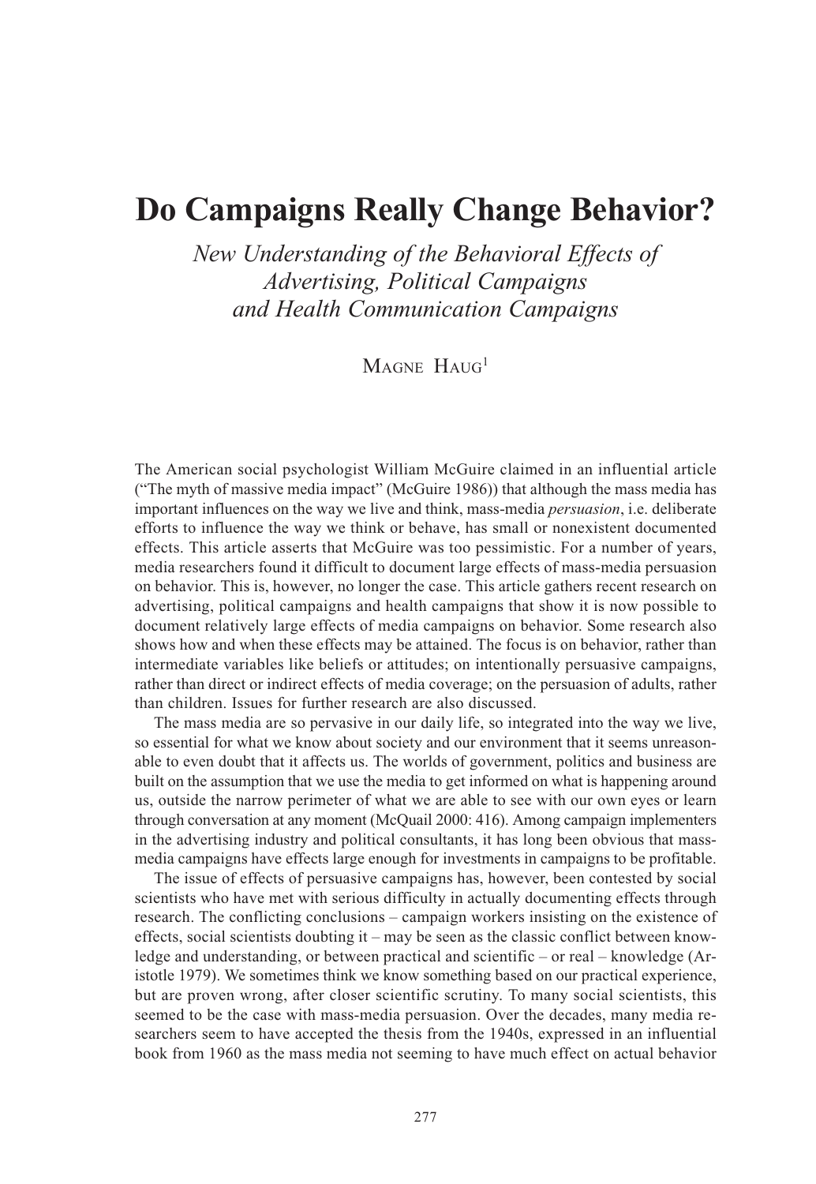# Do Campaigns Really Change Behavior?

*New Understanding of the Behavioral Effects of Advertising, Political Campaigns and Health Communication Campaigns*

Magne Haug[1]

The American social psychologist William McGuire claimed in an influential article ("The myth of massive media impact" (McGuire 1986)) that although the mass media has important influences on the way we live and think, mass-media *persuasion*, i.e. deliberate efforts to influence the way we think or behave, has small or nonexistent documented effects. This article asserts that McGuire was too pessimistic. For a number of years, media researchers found it difficult to document large effects of mass-media persuasion on behavior. This is, however, no longer the case. This article gathers recent research on advertising, political campaigns and health campaigns that show it is now possible to document relatively large effects of media campaigns on behavior. Some research also shows how and when these effects may be attained. The focus is on behavior, rather than intermediate variables like beliefs or attitudes; on intentionally persuasive campaigns, rather than direct or indirect effects of media coverage; on the persuasion of adults, rather than children. Issues for further research are also discussed.

The mass media are so pervasive in our daily life, so integrated into the way we live, so essential for what we know about society and our environment that it seems unreasonable to even doubt that it affects us. The worlds of government, politics and business are built on the assumption that we use the media to get informed on what is happening around us, outside the narrow perimeter of what we are able to see with our own eyes or learn through conversation at any moment (McQuail 2000: 416). Among campaign implementers in the advertising industry and political consultants, it has long been obvious that mass-media campaigns have effects large enough for investments in campaigns to be profitable.

The issue of effects of persuasive campaigns has, however, been contested by social scientists who have met with serious difficulty in actually documenting effects through research. The conflicting conclusions – campaign workers insisting on the existence of effects, social scientists doubting it – may be seen as the classic conflict between knowledge and understanding, or between practical and scientific – or real – knowledge (Aristotle 1979). We sometimes think we know something based on our practical experience, but are proven wrong, after closer scientific scrutiny. To many social scientists, this seemed to be the case with mass-media persuasion. Over the decades, many media researchers seem to have accepted the thesis from the 1940s, expressed in an influential book from 1960 as the mass media not seeming to have much effect on actual behavior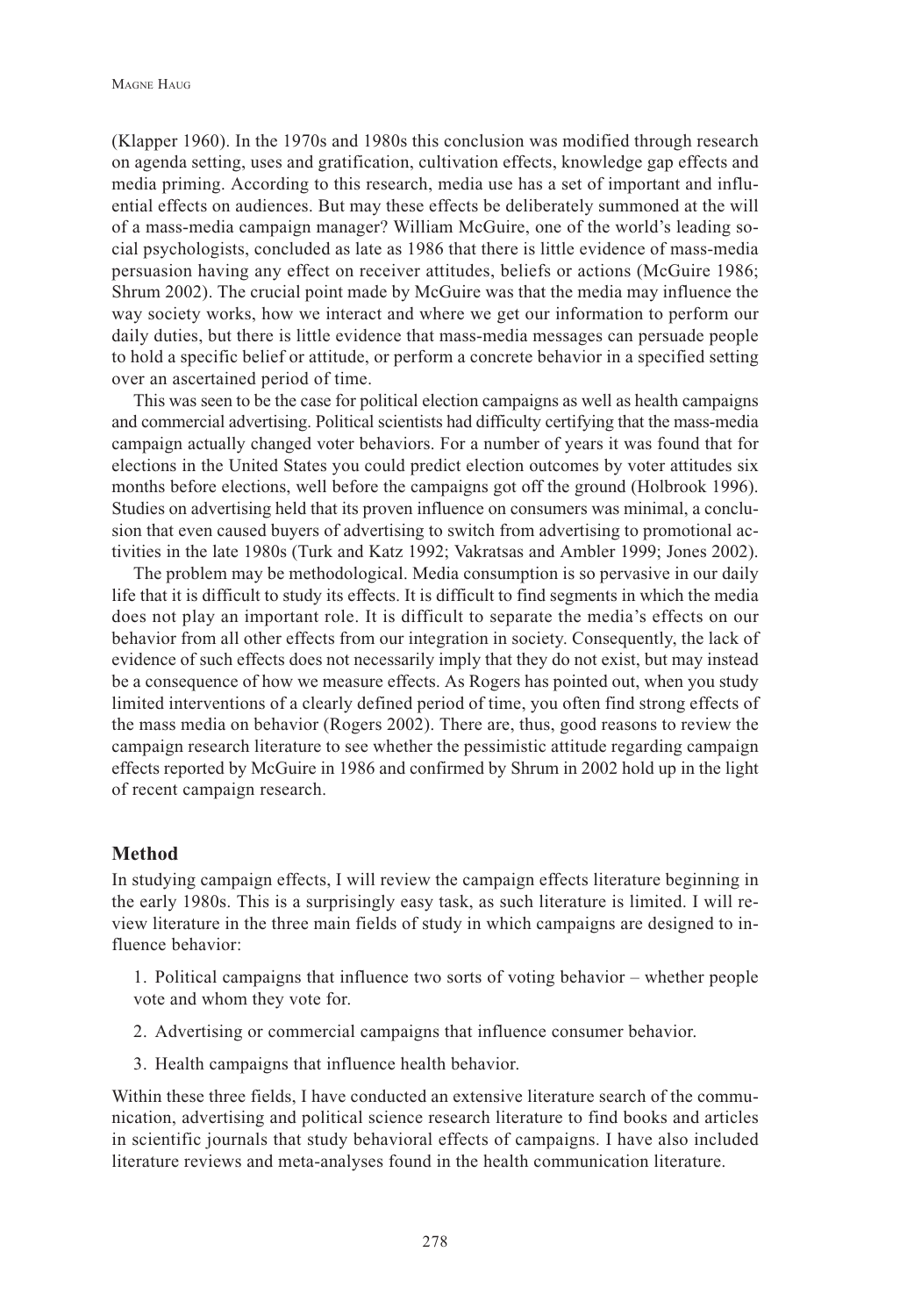(Klapper 1960). In the 1970s and 1980s this conclusion was modified through research on agenda setting, uses and gratification, cultivation effects, knowledge gap effects and media priming. According to this research, media use has a set of important and influential effects on audiences. But may these effects be deliberately summoned at the will of a mass-media campaign manager? William McGuire, one of the world's leading social psychologists, concluded as late as 1986 that there is little evidence of mass-media persuasion having any effect on receiver attitudes, beliefs or actions (McGuire 1986; Shrum 2002). The crucial point made by McGuire was that the media may influence the way society works, how we interact and where we get our information to perform our daily duties, but there is little evidence that mass-media messages can persuade people to hold a specific belief or attitude, or perform a concrete behavior in a specified setting over an ascertained period of time.

This was seen to be the case for political election campaigns as well as health campaigns and commercial advertising. Political scientists had difficulty certifying that the mass-media campaign actually changed voter behaviors. For a number of years it was found that for elections in the United States you could predict election outcomes by voter attitudes six months before elections, well before the campaigns got off the ground (Holbrook 1996). Studies on advertising held that its proven influence on consumers was minimal, a conclusion that even caused buyers of advertising to switch from advertising to promotional activities in the late 1980s (Turk and Katz 1992; Vakratsas and Ambler 1999; Jones 2002).

The problem may be methodological. Media consumption is so pervasive in our daily life that it is difficult to study its effects. It is difficult to find segments in which the media does not play an important role. It is difficult to separate the media's effects on our behavior from all other effects from our integration in society. Consequently, the lack of evidence of such effects does not necessarily imply that they do not exist, but may instead be a consequence of how we measure effects. As Rogers has pointed out, when you study limited interventions of a clearly defined period of time, you often find strong effects of the mass media on behavior (Rogers 2002). There are, thus, good reasons to review the campaign research literature to see whether the pessimistic attitude regarding campaign effects reported by McGuire in 1986 and confirmed by Shrum in 2002 hold up in the light of recent campaign research.

## Method

In studying campaign effects, I will review the campaign effects literature beginning in the early 1980s. This is a surprisingly easy task, as such literature is limited. I will review literature in the three main fields of study in which campaigns are designed to influence behavior:

1. Political campaigns that influence two sorts of voting behavior – whether people vote and whom they vote for.

2. Advertising or commercial campaigns that influence consumer behavior.

3. Health campaigns that influence health behavior.

Within these three fields, I have conducted an extensive literature search of the communication, advertising and political science research literature to find books and articles in scientific journals that study behavioral effects of campaigns. I have also included literature reviews and meta-analyses found in the health communication literature.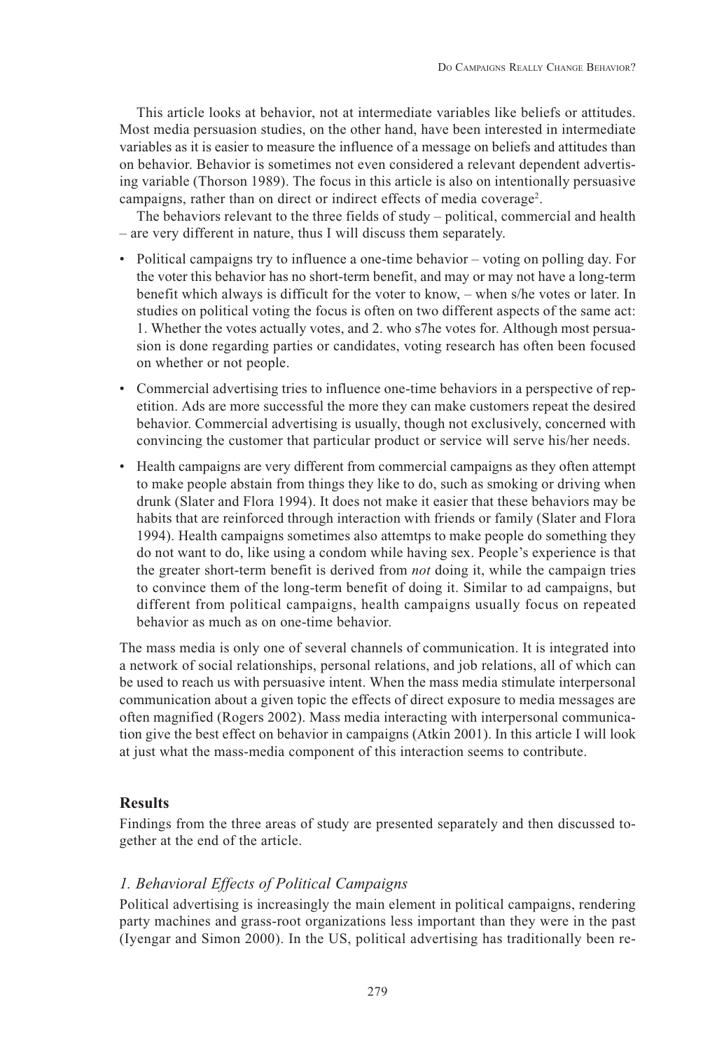This article looks at behavior, not at intermediate variables like beliefs or attitudes. Most media persuasion studies, on the other hand, have been interested in intermediate variables as it is easier to measure the influence of a message on beliefs and attitudes than on behavior. Behavior is sometimes not even considered a relevant dependent advertising variable (Thorson 1989). The focus in this article is also on intentionally persuasive campaigns, rather than on direct or indirect effects of media coverage[2].

The behaviors relevant to the three fields of study – political, commercial and health – are very different in nature, thus I will discuss them separately.

- Political campaigns try to influence a one-time behavior – voting on polling day. For the voter this behavior has no short-term benefit, and may or may not have a long-term benefit which always is difficult for the voter to know, – when s/he votes or later. In studies on political voting the focus is often on two different aspects of the same act: 1. Whether the votes actually votes, and 2. who s7he votes for. Although most persuasion is done regarding parties or candidates, voting research has often been focused on whether or not people.
- Commercial advertising tries to influence one-time behaviors in a perspective of repetition. Ads are more successful the more they can make customers repeat the desired behavior. Commercial advertising is usually, though not exclusively, concerned with convincing the customer that particular product or service will serve his/her needs.
- Health campaigns are very different from commercial campaigns as they often attempt to make people abstain from things they like to do, such as smoking or driving when drunk (Slater and Flora 1994). It does not make it easier that these behaviors may be habits that are reinforced through interaction with friends or family (Slater and Flora 1994). Health campaigns sometimes also attemtps to make people do something they do not want to do, like using a condom while having sex. People's experience is that the greater short-term benefit is derived from *not* doing it, while the campaign tries to convince them of the long-term benefit of doing it. Similar to ad campaigns, but different from political campaigns, health campaigns usually focus on repeated behavior as much as on one-time behavior.

The mass media is only one of several channels of communication. It is integrated into a network of social relationships, personal relations, and job relations, all of which can be used to reach us with persuasive intent. When the mass media stimulate interpersonal communication about a given topic the effects of direct exposure to media messages are often magnified (Rogers 2002). Mass media interacting with interpersonal communication give the best effect on behavior in campaigns (Atkin 2001). In this article I will look at just what the mass-media component of this interaction seems to contribute.

## Results

Findings from the three areas of study are presented separately and then discussed together at the end of the article.

### *1. Behavioral Effects of Political Campaigns*

Political advertising is increasingly the main element in political campaigns, rendering party machines and grass-root organizations less important than they were in the past (Iyengar and Simon 2000). In the US, political advertising has traditionally been re-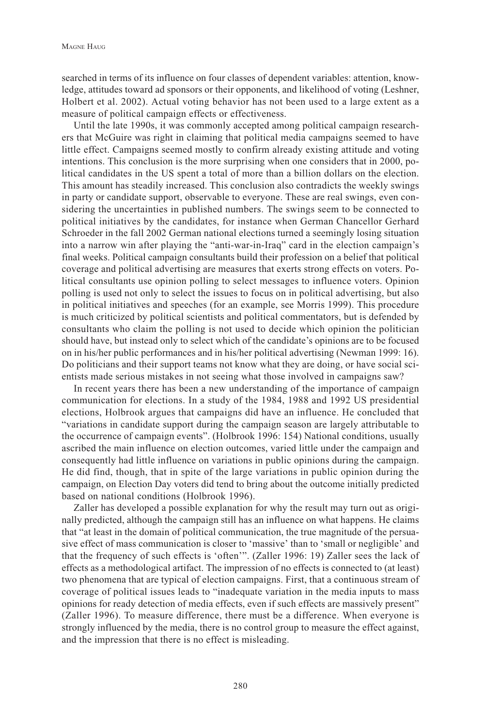searched in terms of its influence on four classes of dependent variables: attention, knowledge, attitudes toward ad sponsors or their opponents, and likelihood of voting (Leshner, Holbert et al. 2002). Actual voting behavior has not been used to a large extent as a measure of political campaign effects or effectiveness.

Until the late 1990s, it was commonly accepted among political campaign researchers that McGuire was right in claiming that political media campaigns seemed to have little effect. Campaigns seemed mostly to confirm already existing attitude and voting intentions. This conclusion is the more surprising when one considers that in 2000, political candidates in the US spent a total of more than a billion dollars on the election. This amount has steadily increased. This conclusion also contradicts the weekly swings in party or candidate support, observable to everyone. These are real swings, even considering the uncertainties in published numbers. The swings seem to be connected to political initiatives by the candidates, for instance when German Chancellor Gerhard Schroeder in the fall 2002 German national elections turned a seemingly losing situation into a narrow win after playing the "anti-war-in-Iraq" card in the election campaign's final weeks. Political campaign consultants build their profession on a belief that political coverage and political advertising are measures that exerts strong effects on voters. Political consultants use opinion polling to select messages to influence voters. Opinion polling is used not only to select the issues to focus on in political advertising, but also in political initiatives and speeches (for an example, see Morris 1999). This procedure is much criticized by political scientists and political commentators, but is defended by consultants who claim the polling is not used to decide which opinion the politician should have, but instead only to select which of the candidate's opinions are to be focused on in his/her public performances and in his/her political advertising (Newman 1999: 16). Do politicians and their support teams not know what they are doing, or have social scientists made serious mistakes in not seeing what those involved in campaigns saw?

In recent years there has been a new understanding of the importance of campaign communication for elections. In a study of the 1984, 1988 and 1992 US presidential elections, Holbrook argues that campaigns did have an influence. He concluded that "variations in candidate support during the campaign season are largely attributable to the occurrence of campaign events". (Holbrook 1996: 154) National conditions, usually ascribed the main influence on election outcomes, varied little under the campaign and consequently had little influence on variations in public opinions during the campaign. He did find, though, that in spite of the large variations in public opinion during the campaign, on Election Day voters did tend to bring about the outcome initially predicted based on national conditions (Holbrook 1996).

Zaller has developed a possible explanation for why the result may turn out as originally predicted, although the campaign still has an influence on what happens. He claims that "at least in the domain of political communication, the true magnitude of the persuasive effect of mass communication is closer to 'massive' than to 'small or negligible' and that the frequency of such effects is 'often'". (Zaller 1996: 19) Zaller sees the lack of effects as a methodological artifact. The impression of no effects is connected to (at least) two phenomena that are typical of election campaigns. First, that a continuous stream of coverage of political issues leads to "inadequate variation in the media inputs to mass opinions for ready detection of media effects, even if such effects are massively present" (Zaller 1996). To measure difference, there must be a difference. When everyone is strongly influenced by the media, there is no control group to measure the effect against, and the impression that there is no effect is misleading.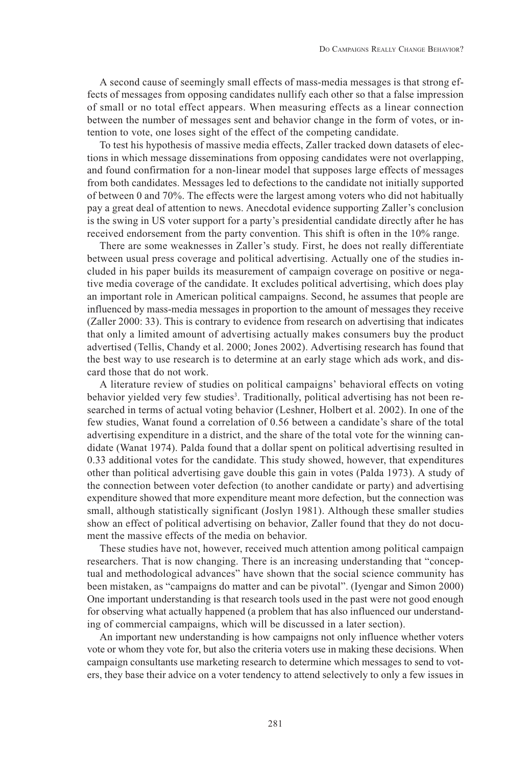A second cause of seemingly small effects of mass-media messages is that strong effects of messages from opposing candidates nullify each other so that a false impression of small or no total effect appears. When measuring effects as a linear connection between the number of messages sent and behavior change in the form of votes, or intention to vote, one loses sight of the effect of the competing candidate.

To test his hypothesis of massive media effects, Zaller tracked down datasets of elections in which message disseminations from opposing candidates were not overlapping, and found confirmation for a non-linear model that supposes large effects of messages from both candidates. Messages led to defections to the candidate not initially supported of between 0 and 70%. The effects were the largest among voters who did not habitually pay a great deal of attention to news. Anecdotal evidence supporting Zaller's conclusion is the swing in US voter support for a party's presidential candidate directly after he has received endorsement from the party convention. This shift is often in the 10% range.

There are some weaknesses in Zaller's study. First, he does not really differentiate between usual press coverage and political advertising. Actually one of the studies included in his paper builds its measurement of campaign coverage on positive or negative media coverage of the candidate. It excludes political advertising, which does play an important role in American political campaigns. Second, he assumes that people are influenced by mass-media messages in proportion to the amount of messages they receive (Zaller 2000: 33). This is contrary to evidence from research on advertising that indicates that only a limited amount of advertising actually makes consumers buy the product advertised (Tellis, Chandy et al. 2000; Jones 2002). Advertising research has found that the best way to use research is to determine at an early stage which ads work, and discard those that do not work.

A literature review of studies on political campaigns' behavioral effects on voting behavior yielded very few studies[3]. Traditionally, political advertising has not been researched in terms of actual voting behavior (Leshner, Holbert et al. 2002). In one of the few studies, Wanat found a correlation of 0.56 between a candidate's share of the total advertising expenditure in a district, and the share of the total vote for the winning candidate (Wanat 1974). Palda found that a dollar spent on political advertising resulted in 0.33 additional votes for the candidate. This study showed, however, that expenditures other than political advertising gave double this gain in votes (Palda 1973). A study of the connection between voter defection (to another candidate or party) and advertising expenditure showed that more expenditure meant more defection, but the connection was small, although statistically significant (Joslyn 1981). Although these smaller studies show an effect of political advertising on behavior, Zaller found that they do not document the massive effects of the media on behavior.

These studies have not, however, received much attention among political campaign researchers. That is now changing. There is an increasing understanding that "conceptual and methodological advances" have shown that the social science community has been mistaken, as "campaigns do matter and can be pivotal". (Iyengar and Simon 2000) One important understanding is that research tools used in the past were not good enough for observing what actually happened (a problem that has also influenced our understanding of commercial campaigns, which will be discussed in a later section).

An important new understanding is how campaigns not only influence whether voters vote or whom they vote for, but also the criteria voters use in making these decisions. When campaign consultants use marketing research to determine which messages to send to voters, they base their advice on a voter tendency to attend selectively to only a few issues in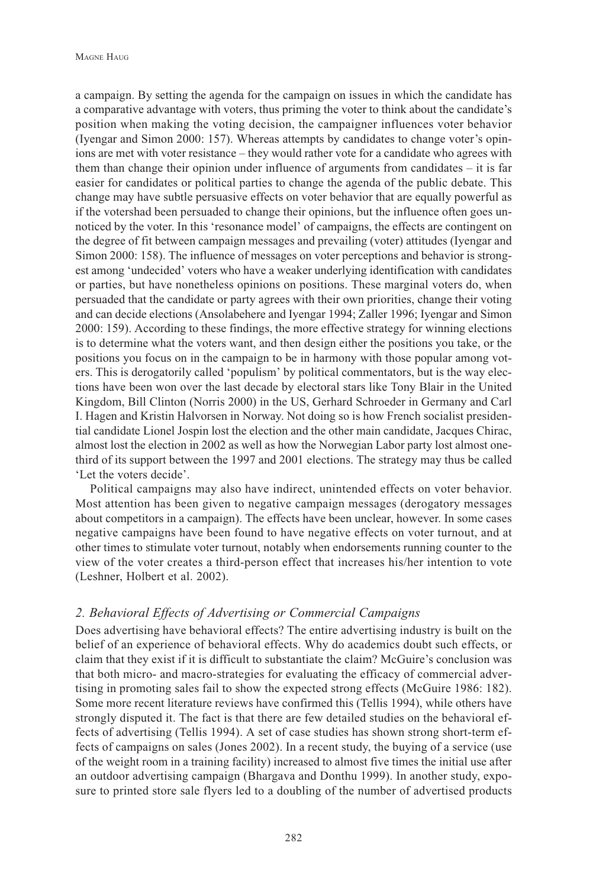a campaign. By setting the agenda for the campaign on issues in which the candidate has a comparative advantage with voters, thus priming the voter to think about the candidate's position when making the voting decision, the campaigner influences voter behavior (Iyengar and Simon 2000: 157). Whereas attempts by candidates to change voter's opinions are met with voter resistance – they would rather vote for a candidate who agrees with them than change their opinion under influence of arguments from candidates – it is far easier for candidates or political parties to change the agenda of the public debate. This change may have subtle persuasive effects on voter behavior that are equally powerful as if the votershad been persuaded to change their opinions, but the influence often goes unnoticed by the voter. In this 'resonance model' of campaigns, the effects are contingent on the degree of fit between campaign messages and prevailing (voter) attitudes (Iyengar and Simon 2000: 158). The influence of messages on voter perceptions and behavior is strongest among 'undecided' voters who have a weaker underlying identification with candidates or parties, but have nonetheless opinions on positions. These marginal voters do, when persuaded that the candidate or party agrees with their own priorities, change their voting and can decide elections (Ansolabehere and Iyengar 1994; Zaller 1996; Iyengar and Simon 2000: 159). According to these findings, the more effective strategy for winning elections is to determine what the voters want, and then design either the positions you take, or the positions you focus on in the campaign to be in harmony with those popular among voters. This is derogatorily called 'populism' by political commentators, but is the way elections have been won over the last decade by electoral stars like Tony Blair in the United Kingdom, Bill Clinton (Norris 2000) in the US, Gerhard Schroeder in Germany and Carl I. Hagen and Kristin Halvorsen in Norway. Not doing so is how French socialist presidential candidate Lionel Jospin lost the election and the other main candidate, Jacques Chirac, almost lost the election in 2002 as well as how the Norwegian Labor party lost almost one-third of its support between the 1997 and 2001 elections. The strategy may thus be called 'Let the voters decide'.

Political campaigns may also have indirect, unintended effects on voter behavior. Most attention has been given to negative campaign messages (derogatory messages about competitors in a campaign). The effects have been unclear, however. In some cases negative campaigns have been found to have negative effects on voter turnout, and at other times to stimulate voter turnout, notably when endorsements running counter to the view of the voter creates a third-person effect that increases his/her intention to vote (Leshner, Holbert et al. 2002).

## *2. Behavioral Effects of Advertising or Commercial Campaigns*

Does advertising have behavioral effects? The entire advertising industry is built on the belief of an experience of behavioral effects. Why do academics doubt such effects, or claim that they exist if it is difficult to substantiate the claim? McGuire's conclusion was that both micro- and macro-strategies for evaluating the efficacy of commercial advertising in promoting sales fail to show the expected strong effects (McGuire 1986: 182). Some more recent literature reviews have confirmed this (Tellis 1994), while others have strongly disputed it. The fact is that there are few detailed studies on the behavioral effects of advertising (Tellis 1994). A set of case studies has shown strong short-term effects of campaigns on sales (Jones 2002). In a recent study, the buying of a service (use of the weight room in a training facility) increased to almost five times the initial use after an outdoor advertising campaign (Bhargava and Donthu 1999). In another study, exposure to printed store sale flyers led to a doubling of the number of advertised products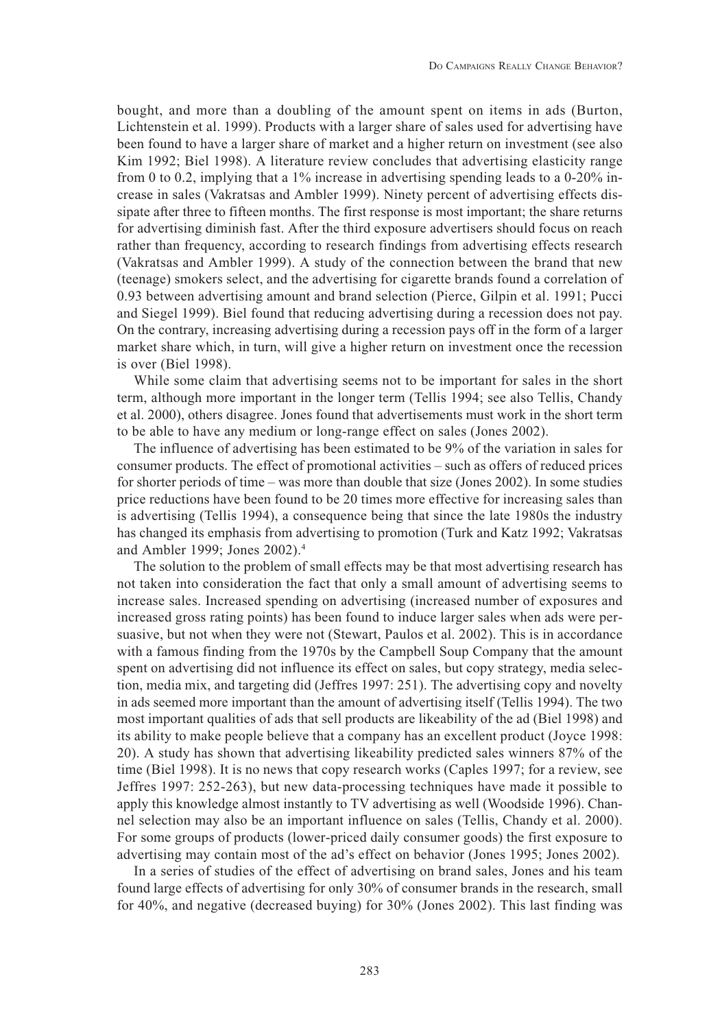bought, and more than a doubling of the amount spent on items in ads (Burton, Lichtenstein et al. 1999). Products with a larger share of sales used for advertising have been found to have a larger share of market and a higher return on investment (see also Kim 1992; Biel 1998). A literature review concludes that advertising elasticity range from 0 to 0.2, implying that a 1% increase in advertising spending leads to a 0-20% increase in sales (Vakratsas and Ambler 1999). Ninety percent of advertising effects dissipate after three to fifteen months. The first response is most important; the share returns for advertising diminish fast. After the third exposure advertisers should focus on reach rather than frequency, according to research findings from advertising effects research (Vakratsas and Ambler 1999). A study of the connection between the brand that new (teenage) smokers select, and the advertising for cigarette brands found a correlation of 0.93 between advertising amount and brand selection (Pierce, Gilpin et al. 1991; Pucci and Siegel 1999). Biel found that reducing advertising during a recession does not pay. On the contrary, increasing advertising during a recession pays off in the form of a larger market share which, in turn, will give a higher return on investment once the recession is over (Biel 1998).

While some claim that advertising seems not to be important for sales in the short term, although more important in the longer term (Tellis 1994; see also Tellis, Chandy et al. 2000), others disagree. Jones found that advertisements must work in the short term to be able to have any medium or long-range effect on sales (Jones 2002).

The influence of advertising has been estimated to be 9% of the variation in sales for consumer products. The effect of promotional activities – such as offers of reduced prices for shorter periods of time – was more than double that size (Jones 2002). In some studies price reductions have been found to be 20 times more effective for increasing sales than is advertising (Tellis 1994), a consequence being that since the late 1980s the industry has changed its emphasis from advertising to promotion (Turk and Katz 1992; Vakratsas and Ambler 1999; Jones 2002).[4]

The solution to the problem of small effects may be that most advertising research has not taken into consideration the fact that only a small amount of advertising seems to increase sales. Increased spending on advertising (increased number of exposures and increased gross rating points) has been found to induce larger sales when ads were persuasive, but not when they were not (Stewart, Paulos et al. 2002). This is in accordance with a famous finding from the 1970s by the Campbell Soup Company that the amount spent on advertising did not influence its effect on sales, but copy strategy, media selection, media mix, and targeting did (Jeffres 1997: 251). The advertising copy and novelty in ads seemed more important than the amount of advertising itself (Tellis 1994). The two most important qualities of ads that sell products are likeability of the ad (Biel 1998) and its ability to make people believe that a company has an excellent product (Joyce 1998: 20). A study has shown that advertising likeability predicted sales winners 87% of the time (Biel 1998). It is no news that copy research works (Caples 1997; for a review, see Jeffres 1997: 252-263), but new data-processing techniques have made it possible to apply this knowledge almost instantly to TV advertising as well (Woodside 1996). Channel selection may also be an important influence on sales (Tellis, Chandy et al. 2000). For some groups of products (lower-priced daily consumer goods) the first exposure to advertising may contain most of the ad's effect on behavior (Jones 1995; Jones 2002).

In a series of studies of the effect of advertising on brand sales, Jones and his team found large effects of advertising for only 30% of consumer brands in the research, small for 40%, and negative (decreased buying) for 30% (Jones 2002). This last finding was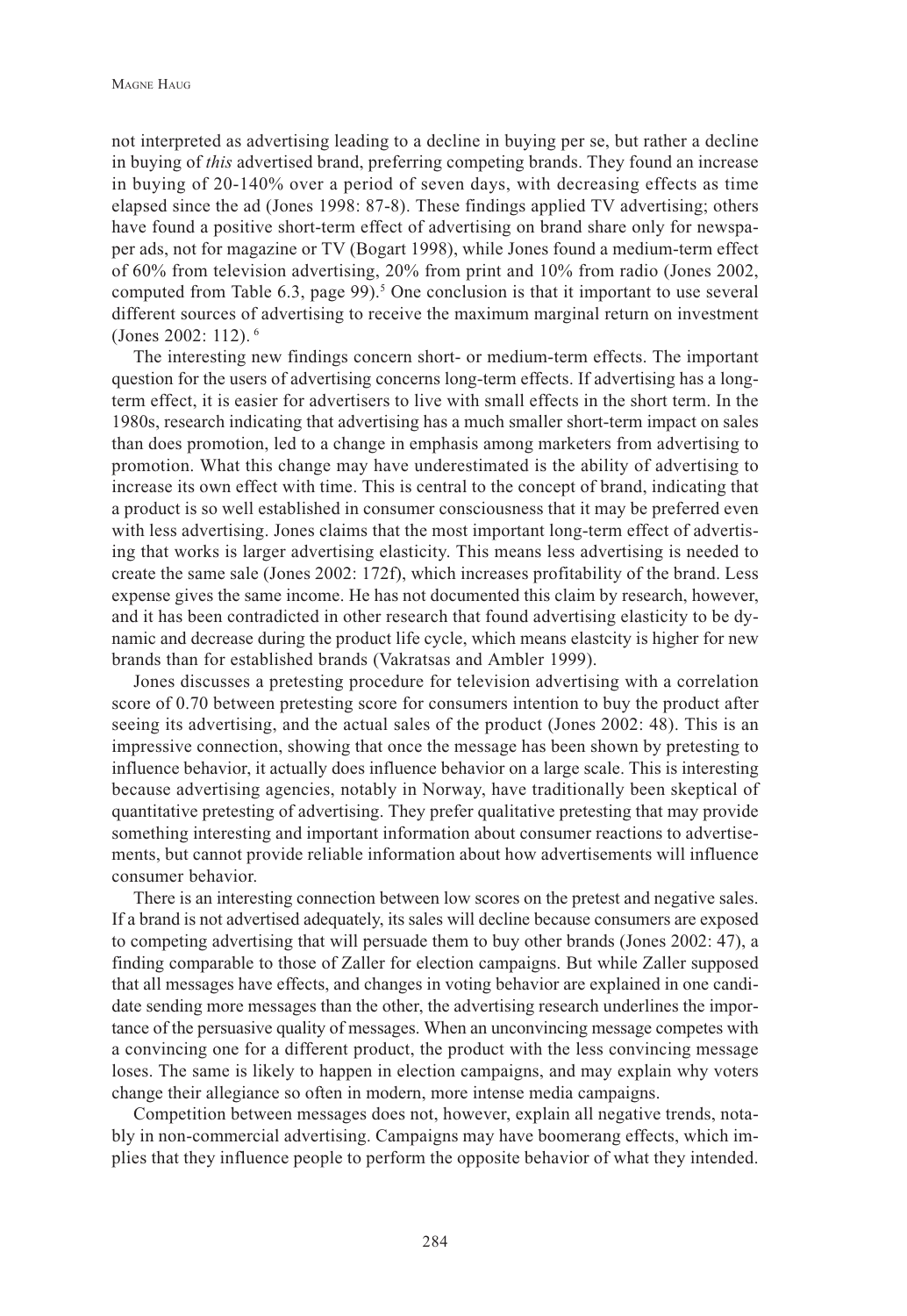not interpreted as advertising leading to a decline in buying per se, but rather a decline in buying of *this* advertised brand, preferring competing brands. They found an increase in buying of 20-140% over a period of seven days, with decreasing effects as time elapsed since the ad (Jones 1998: 87-8). These findings applied TV advertising; others have found a positive short-term effect of advertising on brand share only for newspaper ads, not for magazine or TV (Bogart 1998), while Jones found a medium-term effect of 60% from television advertising, 20% from print and 10% from radio (Jones 2002, computed from Table 6.3, page 99).[5] One conclusion is that it important to use several different sources of advertising to receive the maximum marginal return on investment (Jones 2002: 112).[6]

The interesting new findings concern short- or medium-term effects. The important question for the users of advertising concerns long-term effects. If advertising has a long-term effect, it is easier for advertisers to live with small effects in the short term. In the 1980s, research indicating that advertising has a much smaller short-term impact on sales than does promotion, led to a change in emphasis among marketers from advertising to promotion. What this change may have underestimated is the ability of advertising to increase its own effect with time. This is central to the concept of brand, indicating that a product is so well established in consumer consciousness that it may be preferred even with less advertising. Jones claims that the most important long-term effect of advertising that works is larger advertising elasticity. This means less advertising is needed to create the same sale (Jones 2002: 172f), which increases profitability of the brand. Less expense gives the same income. He has not documented this claim by research, however, and it has been contradicted in other research that found advertising elasticity to be dynamic and decrease during the product life cycle, which means elastcity is higher for new brands than for established brands (Vakratsas and Ambler 1999).

Jones discusses a pretesting procedure for television advertising with a correlation score of 0.70 between pretesting score for consumers intention to buy the product after seeing its advertising, and the actual sales of the product (Jones 2002: 48). This is an impressive connection, showing that once the message has been shown by pretesting to influence behavior, it actually does influence behavior on a large scale. This is interesting because advertising agencies, notably in Norway, have traditionally been skeptical of quantitative pretesting of advertising. They prefer qualitative pretesting that may provide something interesting and important information about consumer reactions to advertisements, but cannot provide reliable information about how advertisements will influence consumer behavior.

There is an interesting connection between low scores on the pretest and negative sales. If a brand is not advertised adequately, its sales will decline because consumers are exposed to competing advertising that will persuade them to buy other brands (Jones 2002: 47), a finding comparable to those of Zaller for election campaigns. But while Zaller supposed that all messages have effects, and changes in voting behavior are explained in one candidate sending more messages than the other, the advertising research underlines the importance of the persuasive quality of messages. When an unconvincing message competes with a convincing one for a different product, the product with the less convincing message loses. The same is likely to happen in election campaigns, and may explain why voters change their allegiance so often in modern, more intense media campaigns.

Competition between messages does not, however, explain all negative trends, notably in non-commercial advertising. Campaigns may have boomerang effects, which implies that they influence people to perform the opposite behavior of what they intended.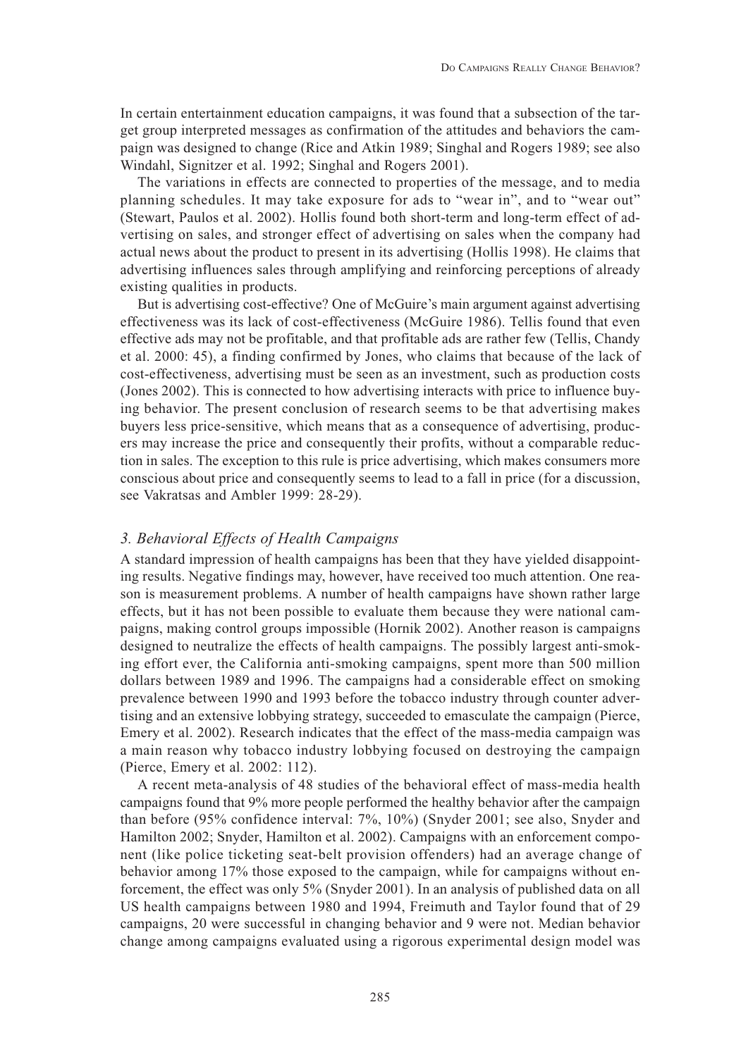In certain entertainment education campaigns, it was found that a subsection of the target group interpreted messages as confirmation of the attitudes and behaviors the campaign was designed to change (Rice and Atkin 1989; Singhal and Rogers 1989; see also Windahl, Signitzer et al. 1992; Singhal and Rogers 2001).

The variations in effects are connected to properties of the message, and to media planning schedules. It may take exposure for ads to "wear in", and to "wear out" (Stewart, Paulos et al. 2002). Hollis found both short-term and long-term effect of advertising on sales, and stronger effect of advertising on sales when the company had actual news about the product to present in its advertising (Hollis 1998). He claims that advertising influences sales through amplifying and reinforcing perceptions of already existing qualities in products.

But is advertising cost-effective? One of McGuire's main argument against advertising effectiveness was its lack of cost-effectiveness (McGuire 1986). Tellis found that even effective ads may not be profitable, and that profitable ads are rather few (Tellis, Chandy et al. 2000: 45), a finding confirmed by Jones, who claims that because of the lack of cost-effectiveness, advertising must be seen as an investment, such as production costs (Jones 2002). This is connected to how advertising interacts with price to influence buying behavior. The present conclusion of research seems to be that advertising makes buyers less price-sensitive, which means that as a consequence of advertising, producers may increase the price and consequently their profits, without a comparable reduction in sales. The exception to this rule is price advertising, which makes consumers more conscious about price and consequently seems to lead to a fall in price (for a discussion, see Vakratsas and Ambler 1999: 28-29).

### *3. Behavioral Effects of Health Campaigns*

A standard impression of health campaigns has been that they have yielded disappointing results. Negative findings may, however, have received too much attention. One reason is measurement problems. A number of health campaigns have shown rather large effects, but it has not been possible to evaluate them because they were national campaigns, making control groups impossible (Hornik 2002). Another reason is campaigns designed to neutralize the effects of health campaigns. The possibly largest anti-smoking effort ever, the California anti-smoking campaigns, spent more than 500 million dollars between 1989 and 1996. The campaigns had a considerable effect on smoking prevalence between 1990 and 1993 before the tobacco industry through counter advertising and an extensive lobbying strategy, succeeded to emasculate the campaign (Pierce, Emery et al. 2002). Research indicates that the effect of the mass-media campaign was a main reason why tobacco industry lobbying focused on destroying the campaign (Pierce, Emery et al. 2002: 112).

A recent meta-analysis of 48 studies of the behavioral effect of mass-media health campaigns found that 9% more people performed the healthy behavior after the campaign than before (95% confidence interval: 7%, 10%) (Snyder 2001; see also, Snyder and Hamilton 2002; Snyder, Hamilton et al. 2002). Campaigns with an enforcement component (like police ticketing seat-belt provision offenders) had an average change of behavior among 17% those exposed to the campaign, while for campaigns without enforcement, the effect was only 5% (Snyder 2001). In an analysis of published data on all US health campaigns between 1980 and 1994, Freimuth and Taylor found that of 29 campaigns, 20 were successful in changing behavior and 9 were not. Median behavior change among campaigns evaluated using a rigorous experimental design model was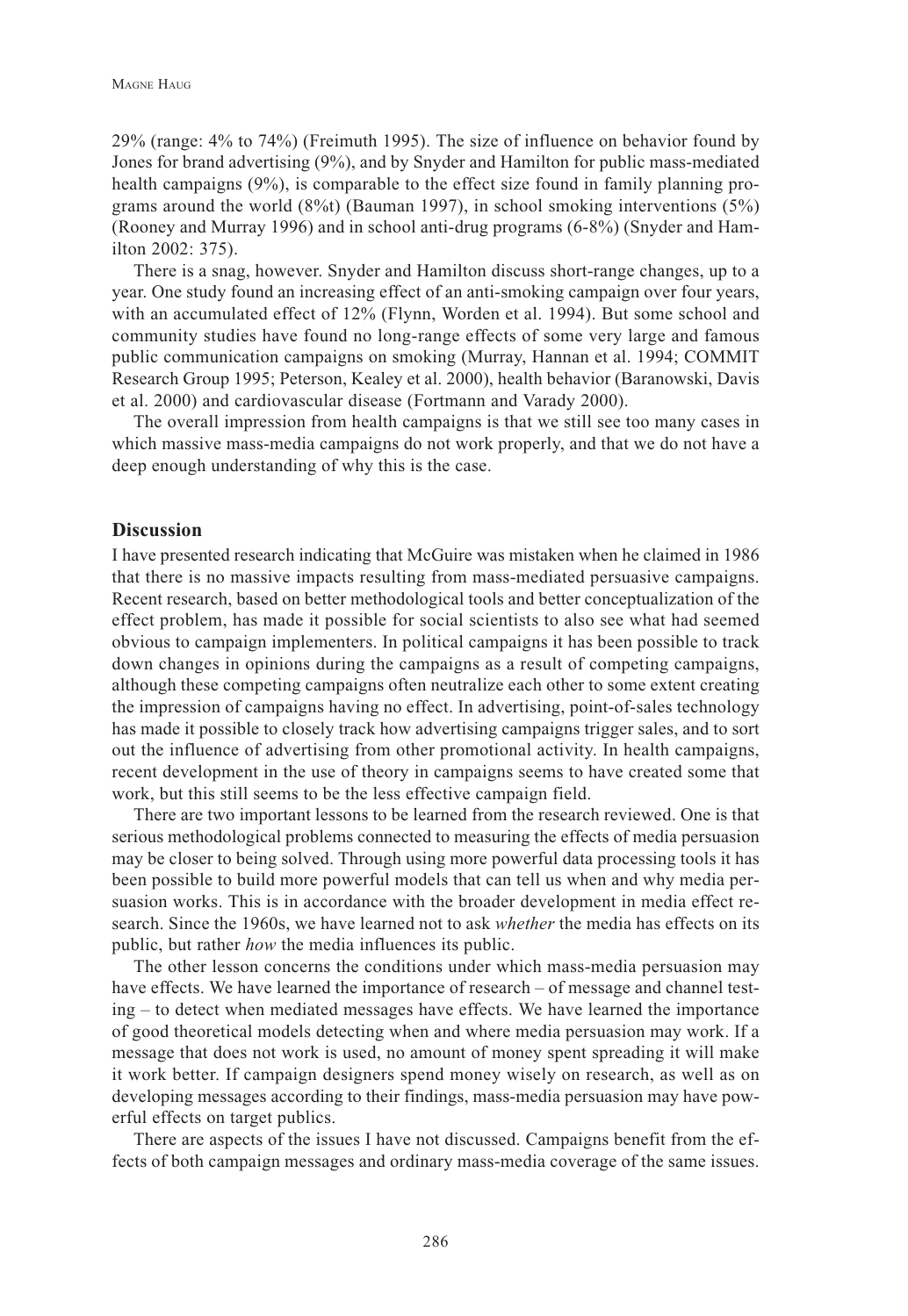29% (range: 4% to 74%) (Freimuth 1995). The size of influence on behavior found by Jones for brand advertising (9%), and by Snyder and Hamilton for public mass-mediated health campaigns (9%), is comparable to the effect size found in family planning programs around the world (8%t) (Bauman 1997), in school smoking interventions (5%) (Rooney and Murray 1996) and in school anti-drug programs (6-8%) (Snyder and Hamilton 2002: 375).

There is a snag, however. Snyder and Hamilton discuss short-range changes, up to a year. One study found an increasing effect of an anti-smoking campaign over four years, with an accumulated effect of 12% (Flynn, Worden et al. 1994). But some school and community studies have found no long-range effects of some very large and famous public communication campaigns on smoking (Murray, Hannan et al. 1994; COMMIT Research Group 1995; Peterson, Kealey et al. 2000), health behavior (Baranowski, Davis et al. 2000) and cardiovascular disease (Fortmann and Varady 2000).

The overall impression from health campaigns is that we still see too many cases in which massive mass-media campaigns do not work properly, and that we do not have a deep enough understanding of why this is the case.

## Discussion

I have presented research indicating that McGuire was mistaken when he claimed in 1986 that there is no massive impacts resulting from mass-mediated persuasive campaigns. Recent research, based on better methodological tools and better conceptualization of the effect problem, has made it possible for social scientists to also see what had seemed obvious to campaign implementers. In political campaigns it has been possible to track down changes in opinions during the campaigns as a result of competing campaigns, although these competing campaigns often neutralize each other to some extent creating the impression of campaigns having no effect. In advertising, point-of-sales technology has made it possible to closely track how advertising campaigns trigger sales, and to sort out the influence of advertising from other promotional activity. In health campaigns, recent development in the use of theory in campaigns seems to have created some that work, but this still seems to be the less effective campaign field.

There are two important lessons to be learned from the research reviewed. One is that serious methodological problems connected to measuring the effects of media persuasion may be closer to being solved. Through using more powerful data processing tools it has been possible to build more powerful models that can tell us when and why media persuasion works. This is in accordance with the broader development in media effect research. Since the 1960s, we have learned not to ask *whether* the media has effects on its public, but rather *how* the media influences its public.

The other lesson concerns the conditions under which mass-media persuasion may have effects. We have learned the importance of research – of message and channel testing – to detect when mediated messages have effects. We have learned the importance of good theoretical models detecting when and where media persuasion may work. If a message that does not work is used, no amount of money spent spreading it will make it work better. If campaign designers spend money wisely on research, as well as on developing messages according to their findings, mass-media persuasion may have powerful effects on target publics.

There are aspects of the issues I have not discussed. Campaigns benefit from the effects of both campaign messages and ordinary mass-media coverage of the same issues.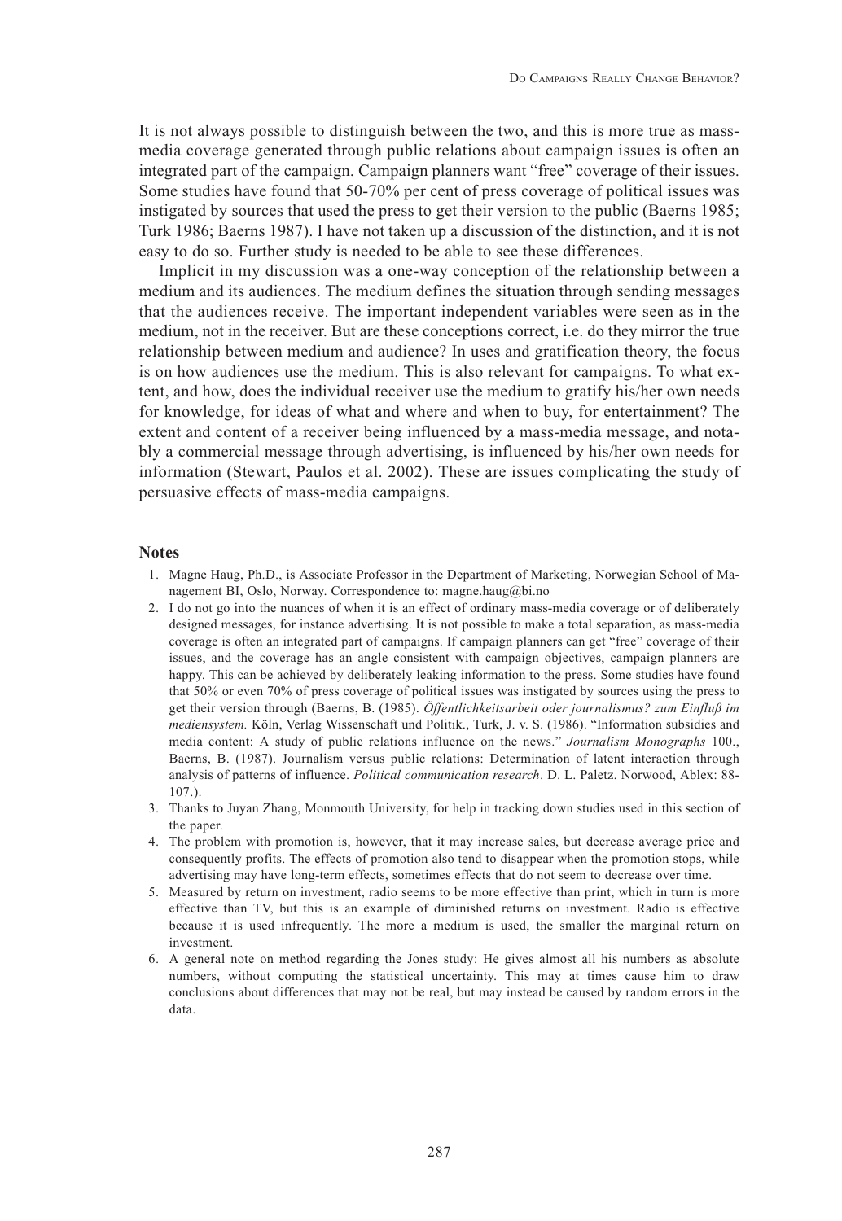It is not always possible to distinguish between the two, and this is more true as mass-media coverage generated through public relations about campaign issues is often an integrated part of the campaign. Campaign planners want "free" coverage of their issues. Some studies have found that 50-70% per cent of press coverage of political issues was instigated by sources that used the press to get their version to the public (Baerns 1985; Turk 1986; Baerns 1987). I have not taken up a discussion of the distinction, and it is not easy to do so. Further study is needed to be able to see these differences.

Implicit in my discussion was a one-way conception of the relationship between a medium and its audiences. The medium defines the situation through sending messages that the audiences receive. The important independent variables were seen as in the medium, not in the receiver. But are these conceptions correct, i.e. do they mirror the true relationship between medium and audience? In uses and gratification theory, the focus is on how audiences use the medium. This is also relevant for campaigns. To what extent, and how, does the individual receiver use the medium to gratify his/her own needs for knowledge, for ideas of what and where and when to buy, for entertainment? The extent and content of a receiver being influenced by a mass-media message, and notably a commercial message through advertising, is influenced by his/her own needs for information (Stewart, Paulos et al. 2002). These are issues complicating the study of persuasive effects of mass-media campaigns.

## Notes

1. Magne Haug, Ph.D., is Associate Professor in the Department of Marketing, Norwegian School of Management BI, Oslo, Norway. Correspondence to: magne.haug@bi.no
2. I do not go into the nuances of when it is an effect of ordinary mass-media coverage or of deliberately designed messages, for instance advertising. It is not possible to make a total separation, as mass-media coverage is often an integrated part of campaigns. If campaign planners can get "free" coverage of their issues, and the coverage has an angle consistent with campaign objectives, campaign planners are happy. This can be achieved by deliberately leaking information to the press. Some studies have found that 50% or even 70% of press coverage of political issues was instigated by sources using the press to get their version through (Baerns, B. (1985). *Öffentlichkeitsarbeit oder journalismus? zum Einfluß im mediensystem.* Köln, Verlag Wissenschaft und Politik., Turk, J. v. S. (1986). "Information subsidies and media content: A study of public relations influence on the news." *Journalism Monographs* 100., Baerns, B. (1987). Journalism versus public relations: Determination of latent interaction through analysis of patterns of influence. *Political communication research*. D. L. Paletz. Norwood, Ablex: 88-107.).
3. Thanks to Juyan Zhang, Monmouth University, for help in tracking down studies used in this section of the paper.
4. The problem with promotion is, however, that it may increase sales, but decrease average price and consequently profits. The effects of promotion also tend to disappear when the promotion stops, while advertising may have long-term effects, sometimes effects that do not seem to decrease over time.
5. Measured by return on investment, radio seems to be more effective than print, which in turn is more effective than TV, but this is an example of diminished returns on investment. Radio is effective because it is used infrequently. The more a medium is used, the smaller the marginal return on investment.
6. A general note on method regarding the Jones study: He gives almost all his numbers as absolute numbers, without computing the statistical uncertainty. This may at times cause him to draw conclusions about differences that may not be real, but may instead be caused by random errors in the data.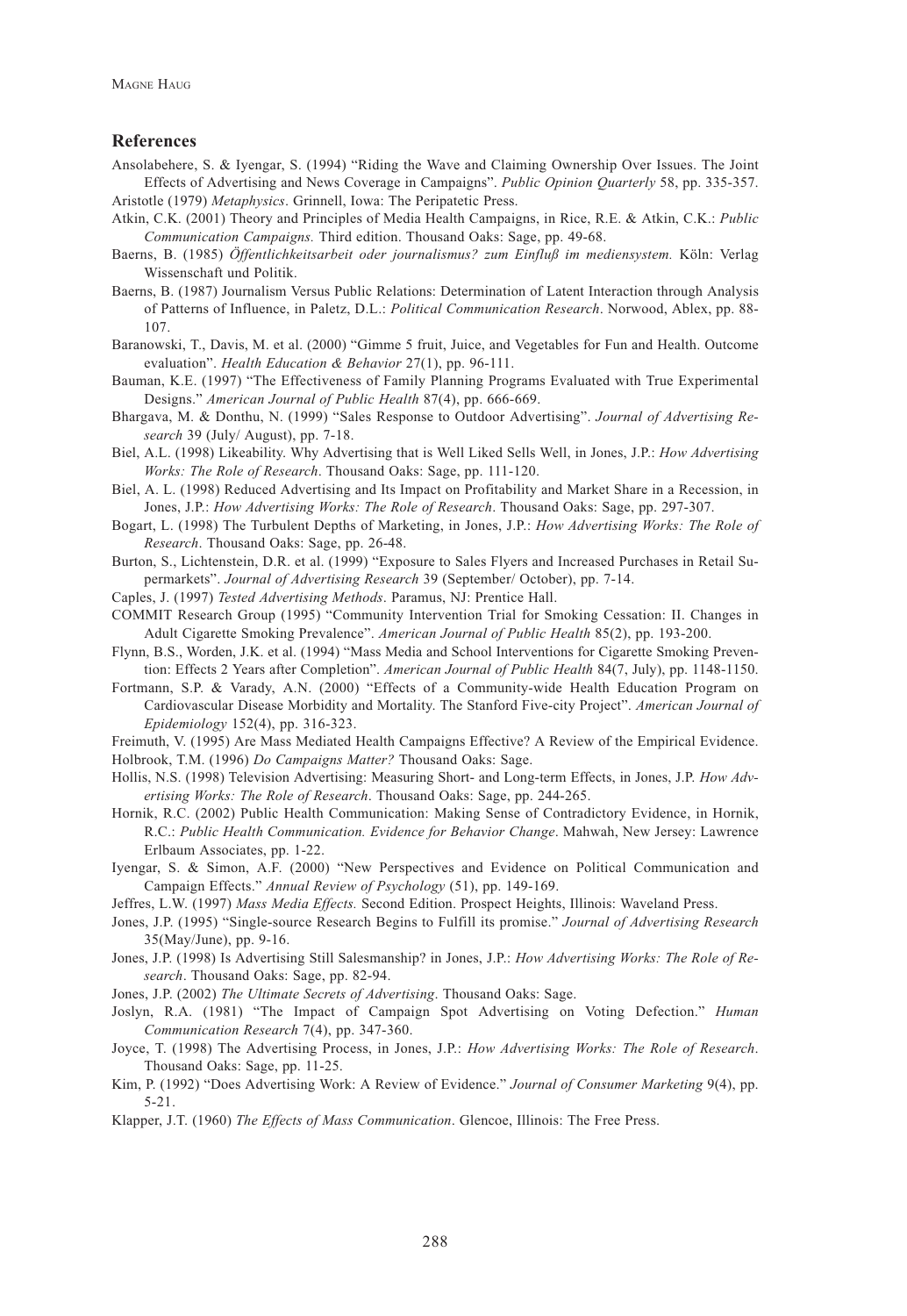## References

Ansolabehere, S. & Iyengar, S. (1994) "Riding the Wave and Claiming Ownership Over Issues. The Joint Effects of Advertising and News Coverage in Campaigns". *Public Opinion Quarterly* 58, pp. 335-357.

Aristotle (1979) *Metaphysics*. Grinnell, Iowa: The Peripatetic Press.

Atkin, C.K. (2001) Theory and Principles of Media Health Campaigns, in Rice, R.E. & Atkin, C.K.: *Public Communication Campaigns.* Third edition. Thousand Oaks: Sage, pp. 49-68.

Baerns, B. (1985) *Öffentlichkeitsarbeit oder journalismus? zum Einfluß im mediensystem.* Köln: Verlag Wissenschaft und Politik.

Baerns, B. (1987) Journalism Versus Public Relations: Determination of Latent Interaction through Analysis of Patterns of Influence, in Paletz, D.L.: *Political Communication Research*. Norwood, Ablex, pp. 88-107.

Baranowski, T., Davis, M. et al. (2000) "Gimme 5 fruit, Juice, and Vegetables for Fun and Health. Outcome evaluation". *Health Education & Behavior* 27(1), pp. 96-111.

Bauman, K.E. (1997) "The Effectiveness of Family Planning Programs Evaluated with True Experimental Designs." *American Journal of Public Health* 87(4), pp. 666-669.

Bhargava, M. & Donthu, N. (1999) "Sales Response to Outdoor Advertising". *Journal of Advertising Research* 39 (July/ August), pp. 7-18.

Biel, A.L. (1998) Likeability. Why Advertising that is Well Liked Sells Well, in Jones, J.P.: *How Advertising Works: The Role of Research*. Thousand Oaks: Sage, pp. 111-120.

Biel, A. L. (1998) Reduced Advertising and Its Impact on Profitability and Market Share in a Recession, in Jones, J.P.: *How Advertising Works: The Role of Research*. Thousand Oaks: Sage, pp. 297-307.

Bogart, L. (1998) The Turbulent Depths of Marketing, in Jones, J.P.: *How Advertising Works: The Role of Research*. Thousand Oaks: Sage, pp. 26-48.

Burton, S., Lichtenstein, D.R. et al. (1999) "Exposure to Sales Flyers and Increased Purchases in Retail Supermarkets". *Journal of Advertising Research* 39 (September/ October), pp. 7-14.

Caples, J. (1997) *Tested Advertising Methods*. Paramus, NJ: Prentice Hall.

COMMIT Research Group (1995) "Community Intervention Trial for Smoking Cessation: II. Changes in Adult Cigarette Smoking Prevalence". *American Journal of Public Health* 85(2), pp. 193-200.

Flynn, B.S., Worden, J.K. et al. (1994) "Mass Media and School Interventions for Cigarette Smoking Prevention: Effects 2 Years after Completion". *American Journal of Public Health* 84(7, July), pp. 1148-1150.

Fortmann, S.P. & Varady, A.N. (2000) "Effects of a Community-wide Health Education Program on Cardiovascular Disease Morbidity and Mortality. The Stanford Five-city Project". *American Journal of Epidemiology* 152(4), pp. 316-323.

Freimuth, V. (1995) Are Mass Mediated Health Campaigns Effective? A Review of the Empirical Evidence.

Holbrook, T.M. (1996) *Do Campaigns Matter?* Thousand Oaks: Sage.

Hollis, N.S. (1998) Television Advertising: Measuring Short- and Long-term Effects, in Jones, J.P. *How Advertising Works: The Role of Research*. Thousand Oaks: Sage, pp. 244-265.

Hornik, R.C. (2002) Public Health Communication: Making Sense of Contradictory Evidence, in Hornik, R.C.: *Public Health Communication. Evidence for Behavior Change*. Mahwah, New Jersey: Lawrence Erlbaum Associates, pp. 1-22.

Iyengar, S. & Simon, A.F. (2000) "New Perspectives and Evidence on Political Communication and Campaign Effects." *Annual Review of Psychology* (51), pp. 149-169.

Jeffres, L.W. (1997) *Mass Media Effects.* Second Edition. Prospect Heights, Illinois: Waveland Press.

Jones, J.P. (1995) "Single-source Research Begins to Fulfill its promise." *Journal of Advertising Research* 35(May/June), pp. 9-16.

Jones, J.P. (1998) Is Advertising Still Salesmanship? in Jones, J.P.: *How Advertising Works: The Role of Research*. Thousand Oaks: Sage, pp. 82-94.

Jones, J.P. (2002) *The Ultimate Secrets of Advertising*. Thousand Oaks: Sage.

Joslyn, R.A. (1981) "The Impact of Campaign Spot Advertising on Voting Defection." *Human Communication Research* 7(4), pp. 347-360.

Joyce, T. (1998) The Advertising Process, in Jones, J.P.: *How Advertising Works: The Role of Research*. Thousand Oaks: Sage, pp. 11-25.

Kim, P. (1992) "Does Advertising Work: A Review of Evidence." *Journal of Consumer Marketing* 9(4), pp. 5-21.

Klapper, J.T. (1960) *The Effects of Mass Communication*. Glencoe, Illinois: The Free Press.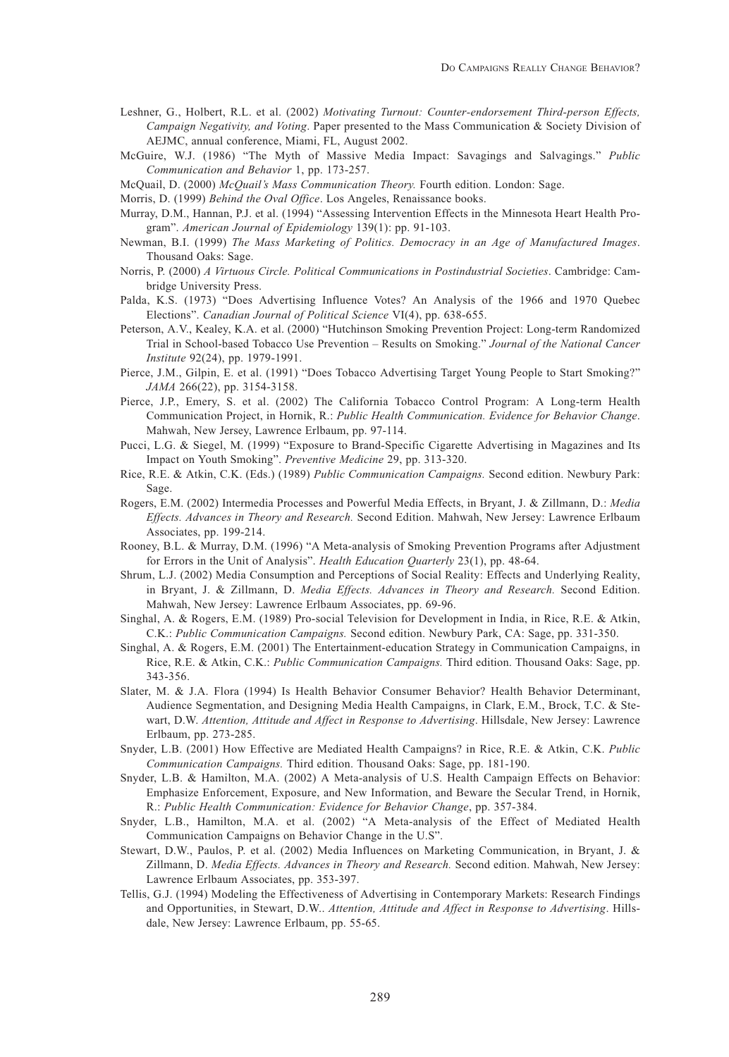Leshner, G., Holbert, R.L. et al. (2002) *Motivating Turnout: Counter-endorsement Third-person Effects, Campaign Negativity, and Voting*. Paper presented to the Mass Communication & Society Division of AEJMC, annual conference, Miami, FL, August 2002.

McGuire, W.J. (1986) "The Myth of Massive Media Impact: Savagings and Salvagings." *Public Communication and Behavior* 1, pp. 173-257.

McQuail, D. (2000) *McQuail's Mass Communication Theory.* Fourth edition. London: Sage.

Morris, D. (1999) *Behind the Oval Office*. Los Angeles, Renaissance books.

Murray, D.M., Hannan, P.J. et al. (1994) "Assessing Intervention Effects in the Minnesota Heart Health Program". *American Journal of Epidemiology* 139(1): pp. 91-103.

Newman, B.I. (1999) *The Mass Marketing of Politics. Democracy in an Age of Manufactured Images*. Thousand Oaks: Sage.

Norris, P. (2000) *A Virtuous Circle. Political Communications in Postindustrial Societies*. Cambridge: Cambridge University Press.

Palda, K.S. (1973) "Does Advertising Influence Votes? An Analysis of the 1966 and 1970 Quebec Elections". *Canadian Journal of Political Science* VI(4), pp. 638-655.

Peterson, A.V., Kealey, K.A. et al. (2000) "Hutchinson Smoking Prevention Project: Long-term Randomized Trial in School-based Tobacco Use Prevention – Results on Smoking." *Journal of the National Cancer Institute* 92(24), pp. 1979-1991.

Pierce, J.M., Gilpin, E. et al. (1991) "Does Tobacco Advertising Target Young People to Start Smoking?" *JAMA* 266(22), pp. 3154-3158.

Pierce, J.P., Emery, S. et al. (2002) The California Tobacco Control Program: A Long-term Health Communication Project, in Hornik, R.: *Public Health Communication. Evidence for Behavior Change*. Mahwah, New Jersey, Lawrence Erlbaum, pp. 97-114.

Pucci, L.G. & Siegel, M. (1999) "Exposure to Brand-Specific Cigarette Advertising in Magazines and Its Impact on Youth Smoking". *Preventive Medicine* 29, pp. 313-320.

Rice, R.E. & Atkin, C.K. (Eds.) (1989) *Public Communication Campaigns.* Second edition. Newbury Park: Sage.

Rogers, E.M. (2002) Intermedia Processes and Powerful Media Effects, in Bryant, J. & Zillmann, D.: *Media Effects. Advances in Theory and Research.* Second Edition. Mahwah, New Jersey: Lawrence Erlbaum Associates, pp. 199-214.

Rooney, B.L. & Murray, D.M. (1996) "A Meta-analysis of Smoking Prevention Programs after Adjustment for Errors in the Unit of Analysis". *Health Education Quarterly* 23(1), pp. 48-64.

Shrum, L.J. (2002) Media Consumption and Perceptions of Social Reality: Effects and Underlying Reality, in Bryant, J. & Zillmann, D. *Media Effects. Advances in Theory and Research.* Second Edition. Mahwah, New Jersey: Lawrence Erlbaum Associates, pp. 69-96.

Singhal, A. & Rogers, E.M. (1989) Pro-social Television for Development in India, in Rice, R.E. & Atkin, C.K.: *Public Communication Campaigns.* Second edition. Newbury Park, CA: Sage, pp. 331-350.

Singhal, A. & Rogers, E.M. (2001) The Entertainment-education Strategy in Communication Campaigns, in Rice, R.E. & Atkin, C.K.: *Public Communication Campaigns.* Third edition. Thousand Oaks: Sage, pp. 343-356.

Slater, M. & J.A. Flora (1994) Is Health Behavior Consumer Behavior? Health Behavior Determinant, Audience Segmentation, and Designing Media Health Campaigns, in Clark, E.M., Brock, T.C. & Stewart, D.W. *Attention, Attitude and Affect in Response to Advertising*. Hillsdale, New Jersey: Lawrence Erlbaum, pp. 273-285.

Snyder, L.B. (2001) How Effective are Mediated Health Campaigns? in Rice, R.E. & Atkin, C.K. *Public Communication Campaigns.* Third edition. Thousand Oaks: Sage, pp. 181-190.

Snyder, L.B. & Hamilton, M.A. (2002) A Meta-analysis of U.S. Health Campaign Effects on Behavior: Emphasize Enforcement, Exposure, and New Information, and Beware the Secular Trend, in Hornik, R.: *Public Health Communication: Evidence for Behavior Change*, pp. 357-384.

Snyder, L.B., Hamilton, M.A. et al. (2002) "A Meta-analysis of the Effect of Mediated Health Communication Campaigns on Behavior Change in the U.S".

Stewart, D.W., Paulos, P. et al. (2002) Media Influences on Marketing Communication, in Bryant, J. & Zillmann, D. *Media Effects. Advances in Theory and Research.* Second edition. Mahwah, New Jersey: Lawrence Erlbaum Associates, pp. 353-397.

Tellis, G.J. (1994) Modeling the Effectiveness of Advertising in Contemporary Markets: Research Findings and Opportunities, in Stewart, D.W.. *Attention, Attitude and Affect in Response to Advertising*. Hillsdale, New Jersey: Lawrence Erlbaum, pp. 55-65.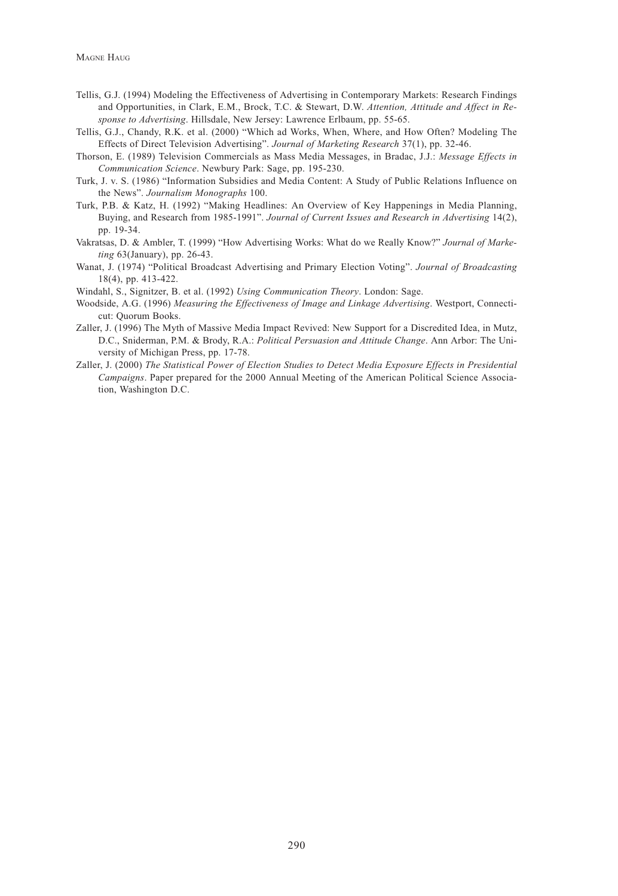Tellis, G.J. (1994) Modeling the Effectiveness of Advertising in Contemporary Markets: Research Findings and Opportunities, in Clark, E.M., Brock, T.C. & Stewart, D.W. *Attention, Attitude and Affect in Response to Advertising*. Hillsdale, New Jersey: Lawrence Erlbaum, pp. 55-65.

Tellis, G.J., Chandy, R.K. et al. (2000) "Which ad Works, When, Where, and How Often? Modeling The Effects of Direct Television Advertising". *Journal of Marketing Research* 37(1), pp. 32-46.

Thorson, E. (1989) Television Commercials as Mass Media Messages, in Bradac, J.J.: *Message Effects in Communication Science*. Newbury Park: Sage, pp. 195-230.

Turk, J. v. S. (1986) "Information Subsidies and Media Content: A Study of Public Relations Influence on the News". *Journalism Monographs* 100.

Turk, P.B. & Katz, H. (1992) "Making Headlines: An Overview of Key Happenings in Media Planning, Buying, and Research from 1985-1991". *Journal of Current Issues and Research in Advertising* 14(2), pp. 19-34.

Vakratsas, D. & Ambler, T. (1999) "How Advertising Works: What do we Really Know?" *Journal of Marketing* 63(January), pp. 26-43.

Wanat, J. (1974) "Political Broadcast Advertising and Primary Election Voting". *Journal of Broadcasting* 18(4), pp. 413-422.

Windahl, S., Signitzer, B. et al. (1992) *Using Communication Theory*. London: Sage.

Woodside, A.G. (1996) *Measuring the Effectiveness of Image and Linkage Advertising*. Westport, Connecticut: Quorum Books.

Zaller, J. (1996) The Myth of Massive Media Impact Revived: New Support for a Discredited Idea, in Mutz, D.C., Sniderman, P.M. & Brody, R.A.: *Political Persuasion and Attitude Change*. Ann Arbor: The University of Michigan Press, pp. 17-78.

Zaller, J. (2000) *The Statistical Power of Election Studies to Detect Media Exposure Effects in Presidential Campaigns*. Paper prepared for the 2000 Annual Meeting of the American Political Science Association, Washington D.C.